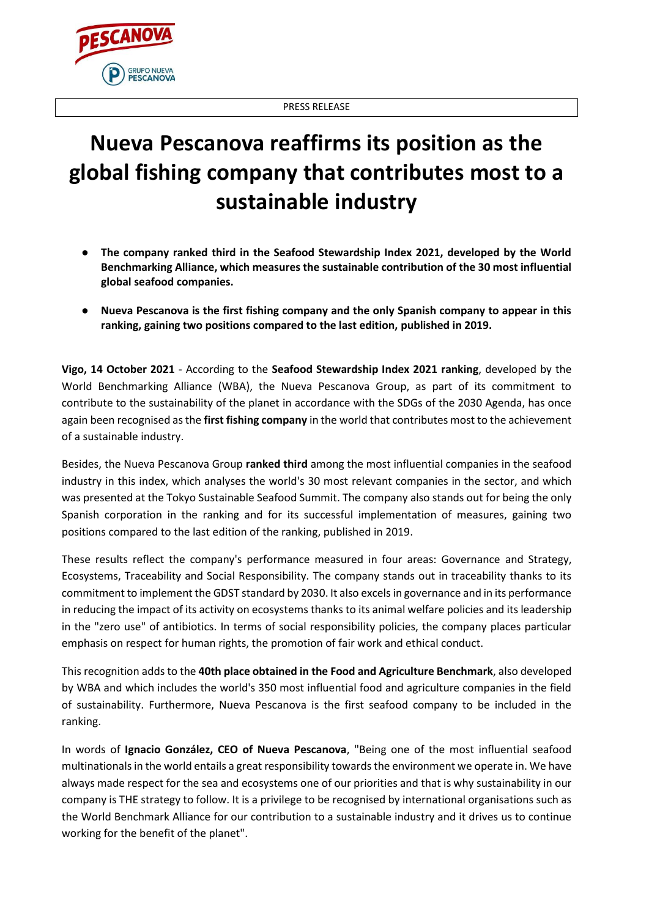PRESS RELEASE

# Nueva Pescanova reaffirms its position as the global fishing company that contributes most to a sustainable industry

- **The company ranked third in the Seafood Stewardship Index 2021, developed by the World Benchmarking Alliance, which measures the sustainable contribution of the 30 most influential global seafood companies.**
- **Nueva Pescanova is the first fishing company and the only Spanish company to appear in this ranking, gaining two positions compared to the last edition, published in 2019.**

**Vigo, 14 October 2021** - According to the **Seafood Stewardship Index 2021 ranking**, developed by the World Benchmarking Alliance (WBA), the Nueva Pescanova Group, as part of its commitment to contribute to the sustainability of the planet in accordance with the SDGs of the 2030 Agenda, has once again been recognised as the **first fishing company** in the world that contributes most to the achievement of a sustainable industry.

Besides, the Nueva Pescanova Group **ranked third** among the most influential companies in the seafood industry in this index, which analyses the world's 30 most relevant companies in the sector, and which was presented at the Tokyo Sustainable Seafood Summit. The company also stands out for being the only Spanish corporation in the ranking and for its successful implementation of measures, gaining two positions compared to the last edition of the ranking, published in 2019.

These results reflect the company's performance measured in four areas: Governance and Strategy, Ecosystems, Traceability and Social Responsibility. The company stands out in traceability thanks to its commitment to implement the GDST standard by 2030. It also excels in governance and in its performance in reducing the impact of its activity on ecosystems thanks to its animal welfare policies and its leadership in the "zero use" of antibiotics. In terms of social responsibility policies, the company places particular emphasis on respect for human rights, the promotion of fair work and ethical conduct.

This recognition adds to the **40th place obtained in the Food and Agriculture Benchmark**, also developed by WBA and which includes the world's 350 most influential food and agriculture companies in the field of sustainability. Furthermore, Nueva Pescanova is the first seafood company to be included in the ranking.

In words of **Ignacio González, CEO of Nueva Pescanova**, "Being one of the most influential seafood multinationals in the world entails a great responsibility towards the environment we operate in. We have always made respect for the sea and ecosystems one of our priorities and that is why sustainability in our company is THE strategy to follow. It is a privilege to be recognised by international organisations such as the World Benchmark Alliance for our contribution to a sustainable industry and it drives us to continue working for the benefit of the planet".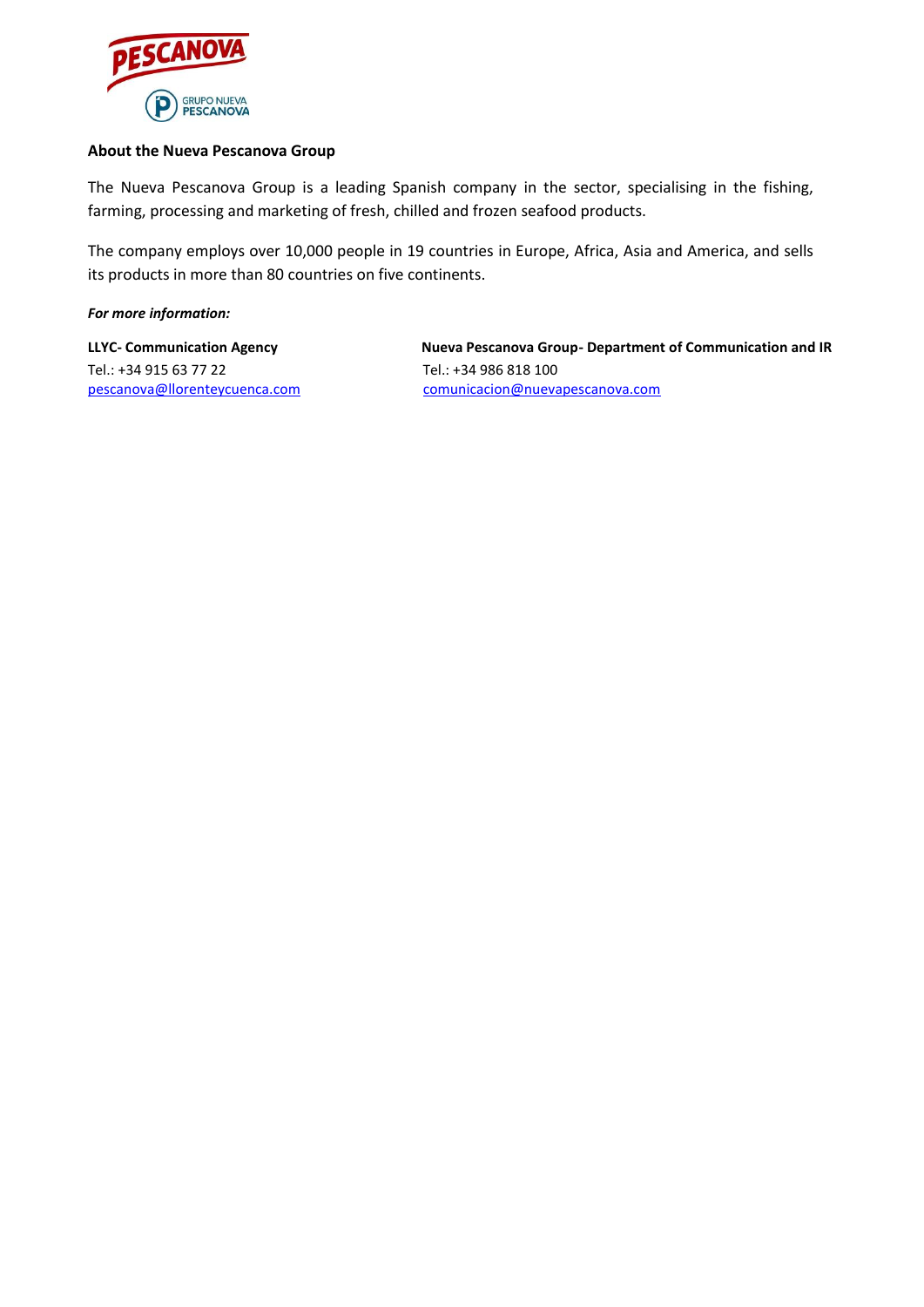**About the Nueva Pescanova Group**

The Nueva Pescanova Group is a leading Spanish company in the sector, specialising in the fishing, farming, processing and marketing of fresh, chilled and frozen seafood products.

The company employs over 10,000 people in 19 countries in Europe, Africa, Asia and America, and sells its products in more than 80 countries on five continents.

***For more information:***

**LLYC- Communication Agency**
Tel.: +34 915 63 77 22
pescanova@llorenteycuenca.com

**Nueva Pescanova Group- Department of Communication and IR**
Tel.: +34 986 818 100
comunicacion@nuevapescanova.com